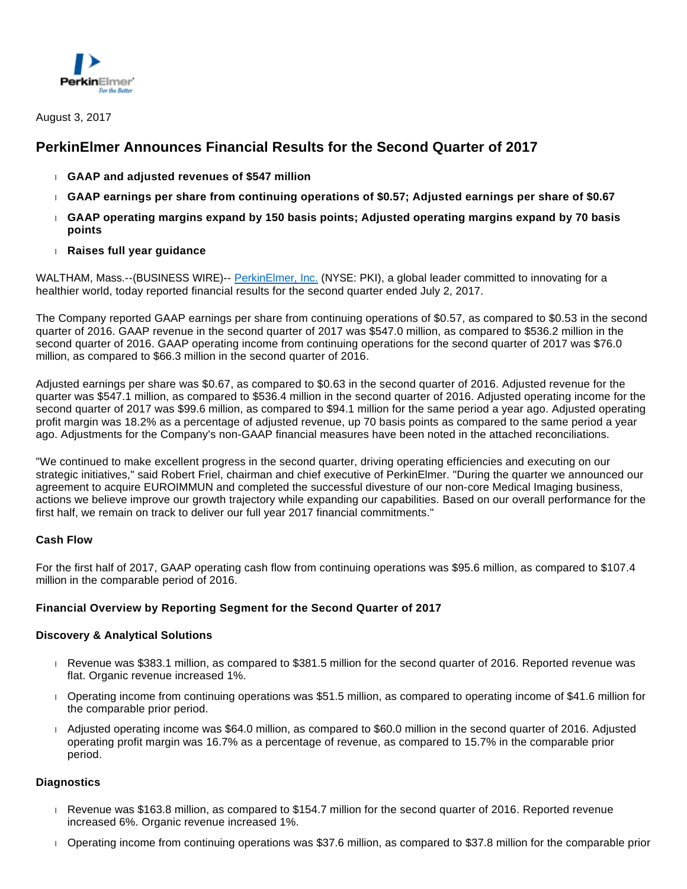August 3, 2017

# PerkinElmer Announces Financial Results for the Second Quarter of 2017

- **GAAP and adjusted revenues of $547 million**
- **GAAP earnings per share from continuing operations of $0.57; Adjusted earnings per share of $0.67**
- **GAAP operating margins expand by 150 basis points; Adjusted operating margins expand by 70 basis points**
- **Raises full year guidance**

WALTHAM, Mass.--(BUSINESS WIRE)-- PerkinElmer, Inc. (NYSE: PKI), a global leader committed to innovating for a healthier world, today reported financial results for the second quarter ended July 2, 2017.

The Company reported GAAP earnings per share from continuing operations of $0.57, as compared to $0.53 in the second quarter of 2016. GAAP revenue in the second quarter of 2017 was $547.0 million, as compared to $536.2 million in the second quarter of 2016. GAAP operating income from continuing operations for the second quarter of 2017 was $76.0 million, as compared to $66.3 million in the second quarter of 2016.

Adjusted earnings per share was $0.67, as compared to $0.63 in the second quarter of 2016. Adjusted revenue for the quarter was $547.1 million, as compared to $536.4 million in the second quarter of 2016. Adjusted operating income for the second quarter of 2017 was $99.6 million, as compared to $94.1 million for the same period a year ago. Adjusted operating profit margin was 18.2% as a percentage of adjusted revenue, up 70 basis points as compared to the same period a year ago. Adjustments for the Company's non-GAAP financial measures have been noted in the attached reconciliations.

"We continued to make excellent progress in the second quarter, driving operating efficiencies and executing on our strategic initiatives," said Robert Friel, chairman and chief executive of PerkinElmer. "During the quarter we announced our agreement to acquire EUROIMMUN and completed the successful divesture of our non-core Medical Imaging business, actions we believe improve our growth trajectory while expanding our capabilities. Based on our overall performance for the first half, we remain on track to deliver our full year 2017 financial commitments."

**Cash Flow**

For the first half of 2017, GAAP operating cash flow from continuing operations was $95.6 million, as compared to $107.4 million in the comparable period of 2016.

**Financial Overview by Reporting Segment for the Second Quarter of 2017**

**Discovery & Analytical Solutions**

- Revenue was $383.1 million, as compared to $381.5 million for the second quarter of 2016. Reported revenue was flat. Organic revenue increased 1%.
- Operating income from continuing operations was $51.5 million, as compared to operating income of $41.6 million for the comparable prior period.
- Adjusted operating income was $64.0 million, as compared to $60.0 million in the second quarter of 2016. Adjusted operating profit margin was 16.7% as a percentage of revenue, as compared to 15.7% in the comparable prior period.

**Diagnostics**

- Revenue was $163.8 million, as compared to $154.7 million for the second quarter of 2016. Reported revenue increased 6%. Organic revenue increased 1%.
- Operating income from continuing operations was $37.6 million, as compared to $37.8 million for the comparable prior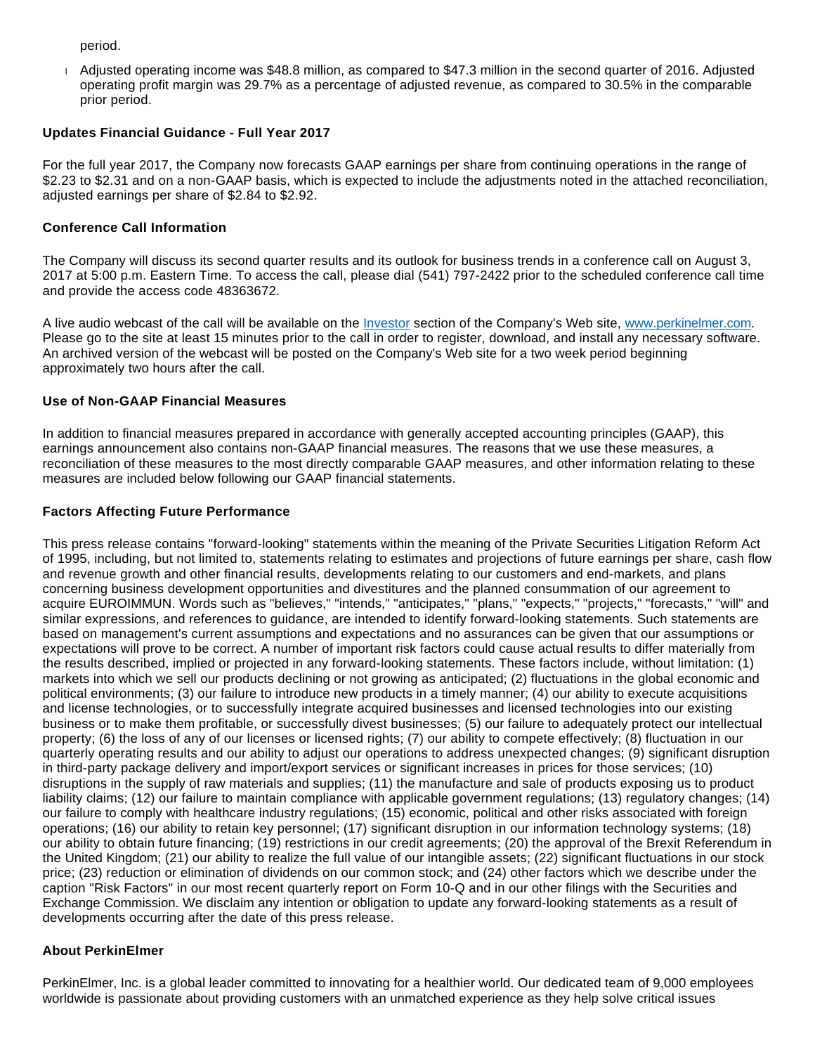period.

- Adjusted operating income was $48.8 million, as compared to $47.3 million in the second quarter of 2016. Adjusted operating profit margin was 29.7% as a percentage of adjusted revenue, as compared to 30.5% in the comparable prior period.

**Updates Financial Guidance - Full Year 2017**

For the full year 2017, the Company now forecasts GAAP earnings per share from continuing operations in the range of $2.23 to $2.31 and on a non-GAAP basis, which is expected to include the adjustments noted in the attached reconciliation, adjusted earnings per share of $2.84 to $2.92.

**Conference Call Information**

The Company will discuss its second quarter results and its outlook for business trends in a conference call on August 3, 2017 at 5:00 p.m. Eastern Time. To access the call, please dial (541) 797-2422 prior to the scheduled conference call time and provide the access code 48363672.

A live audio webcast of the call will be available on the Investor section of the Company's Web site, www.perkinelmer.com. Please go to the site at least 15 minutes prior to the call in order to register, download, and install any necessary software. An archived version of the webcast will be posted on the Company's Web site for a two week period beginning approximately two hours after the call.

**Use of Non-GAAP Financial Measures**

In addition to financial measures prepared in accordance with generally accepted accounting principles (GAAP), this earnings announcement also contains non-GAAP financial measures. The reasons that we use these measures, a reconciliation of these measures to the most directly comparable GAAP measures, and other information relating to these measures are included below following our GAAP financial statements.

**Factors Affecting Future Performance**

This press release contains "forward-looking" statements within the meaning of the Private Securities Litigation Reform Act of 1995, including, but not limited to, statements relating to estimates and projections of future earnings per share, cash flow and revenue growth and other financial results, developments relating to our customers and end-markets, and plans concerning business development opportunities and divestitures and the planned consummation of our agreement to acquire EUROIMMUN. Words such as "believes," "intends," "anticipates," "plans," "expects," "projects," "forecasts," "will" and similar expressions, and references to guidance, are intended to identify forward-looking statements. Such statements are based on management's current assumptions and expectations and no assurances can be given that our assumptions or expectations will prove to be correct. A number of important risk factors could cause actual results to differ materially from the results described, implied or projected in any forward-looking statements. These factors include, without limitation: (1) markets into which we sell our products declining or not growing as anticipated; (2) fluctuations in the global economic and political environments; (3) our failure to introduce new products in a timely manner; (4) our ability to execute acquisitions and license technologies, or to successfully integrate acquired businesses and licensed technologies into our existing business or to make them profitable, or successfully divest businesses; (5) our failure to adequately protect our intellectual property; (6) the loss of any of our licenses or licensed rights; (7) our ability to compete effectively; (8) fluctuation in our quarterly operating results and our ability to adjust our operations to address unexpected changes; (9) significant disruption in third-party package delivery and import/export services or significant increases in prices for those services; (10) disruptions in the supply of raw materials and supplies; (11) the manufacture and sale of products exposing us to product liability claims; (12) our failure to maintain compliance with applicable government regulations; (13) regulatory changes; (14) our failure to comply with healthcare industry regulations; (15) economic, political and other risks associated with foreign operations; (16) our ability to retain key personnel; (17) significant disruption in our information technology systems; (18) our ability to obtain future financing; (19) restrictions in our credit agreements; (20) the approval of the Brexit Referendum in the United Kingdom; (21) our ability to realize the full value of our intangible assets; (22) significant fluctuations in our stock price; (23) reduction or elimination of dividends on our common stock; and (24) other factors which we describe under the caption "Risk Factors" in our most recent quarterly report on Form 10-Q and in our other filings with the Securities and Exchange Commission. We disclaim any intention or obligation to update any forward-looking statements as a result of developments occurring after the date of this press release.

**About PerkinElmer**

PerkinElmer, Inc. is a global leader committed to innovating for a healthier world. Our dedicated team of 9,000 employees worldwide is passionate about providing customers with an unmatched experience as they help solve critical issues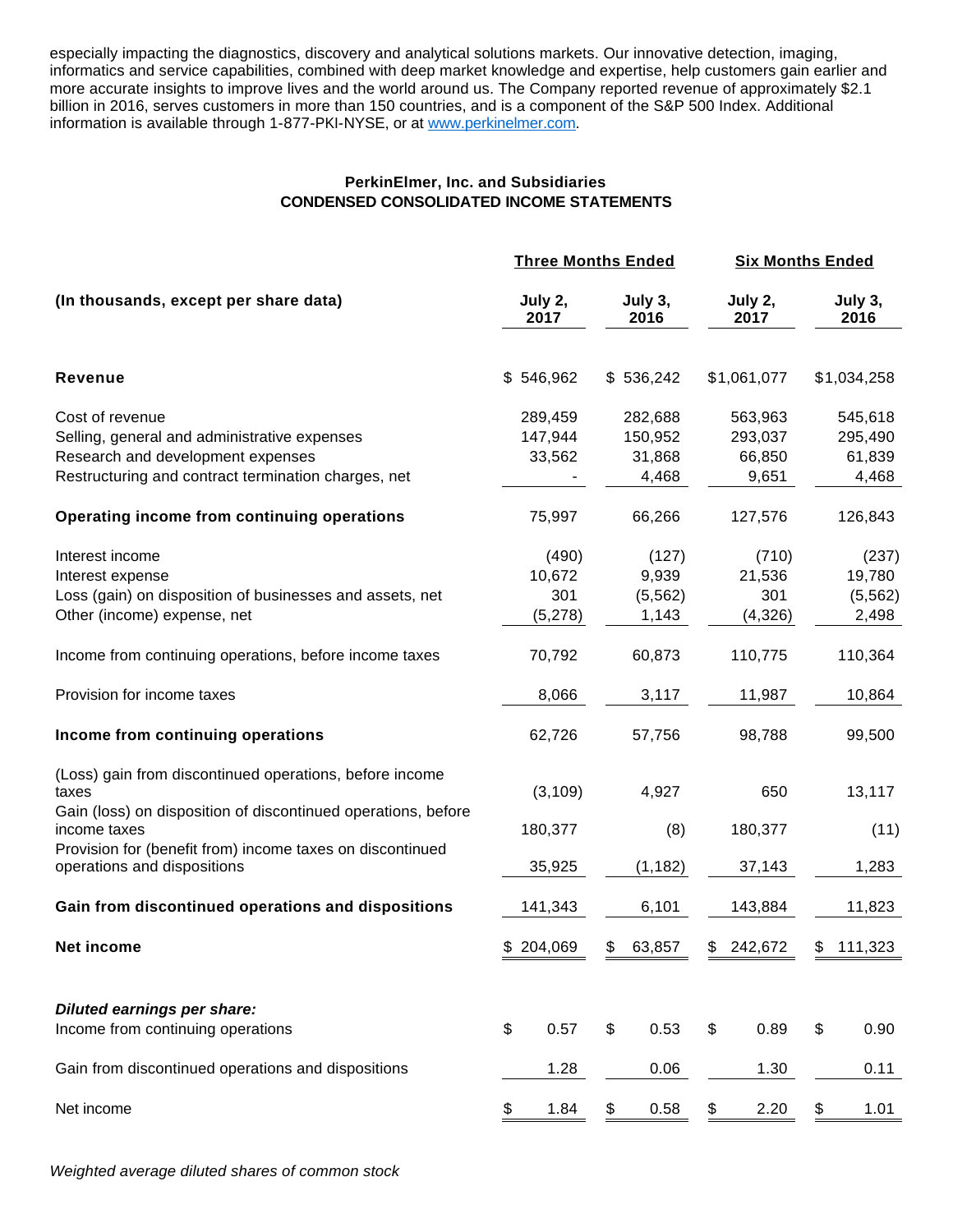especially impacting the diagnostics, discovery and analytical solutions markets. Our innovative detection, imaging, informatics and service capabilities, combined with deep market knowledge and expertise, help customers gain earlier and more accurate insights to improve lives and the world around us. The Company reported revenue of approximately $2.1 billion in 2016, serves customers in more than 150 countries, and is a component of the S&P 500 Index. Additional information is available through 1-877-PKI-NYSE, or at www.perkinelmer.com.

**PerkinElmer, Inc. and Subsidiaries**
**CONDENSED CONSOLIDATED INCOME STATEMENTS**

| **(In thousands, except per share data)** | **Three Months Ended** | | **Six Months Ended** | |
|---|---|---|---|---|
| | **July 2, 2017** | **July 3, 2016** | **July 2, 2017** | **July 3, 2016** |
| **Revenue** | $ 546,962 | $ 536,242 | $1,061,077 | $1,034,258 |
| Cost of revenue | 289,459 | 282,688 | 563,963 | 545,618 |
| Selling, general and administrative expenses | 147,944 | 150,952 | 293,037 | 295,490 |
| Research and development expenses | 33,562 | 31,868 | 66,850 | 61,839 |
| Restructuring and contract termination charges, net | - | 4,468 | 9,651 | 4,468 |
| **Operating income from continuing operations** | 75,997 | 66,266 | 127,576 | 126,843 |
| Interest income | (490) | (127) | (710) | (237) |
| Interest expense | 10,672 | 9,939 | 21,536 | 19,780 |
| Loss (gain) on disposition of businesses and assets, net | 301 | (5,562) | 301 | (5,562) |
| Other (income) expense, net | (5,278) | 1,143 | (4,326) | 2,498 |
| Income from continuing operations, before income taxes | 70,792 | 60,873 | 110,775 | 110,364 |
| Provision for income taxes | 8,066 | 3,117 | 11,987 | 10,864 |
| **Income from continuing operations** | 62,726 | 57,756 | 98,788 | 99,500 |
| (Loss) gain from discontinued operations, before income taxes | (3,109) | 4,927 | 650 | 13,117 |
| Gain (loss) on disposition of discontinued operations, before income taxes | 180,377 | (8) | 180,377 | (11) |
| Provision for (benefit from) income taxes on discontinued operations and dispositions | 35,925 | (1,182) | 37,143 | 1,283 |
| **Gain from discontinued operations and dispositions** | 141,343 | 6,101 | 143,884 | 11,823 |
| **Net income** | $ 204,069 | $ 63,857 | $ 242,672 | $ 111,323 |
| ***Diluted earnings per share:*** | | | | |
| Income from continuing operations | $ 0.57 | $ 0.53 | $ 0.89 | $ 0.90 |
| Gain from discontinued operations and dispositions | 1.28 | 0.06 | 1.30 | 0.11 |
| Net income | $ 1.84 | $ 0.58 | $ 2.20 | $ 1.01 |

*Weighted average diluted shares of common stock*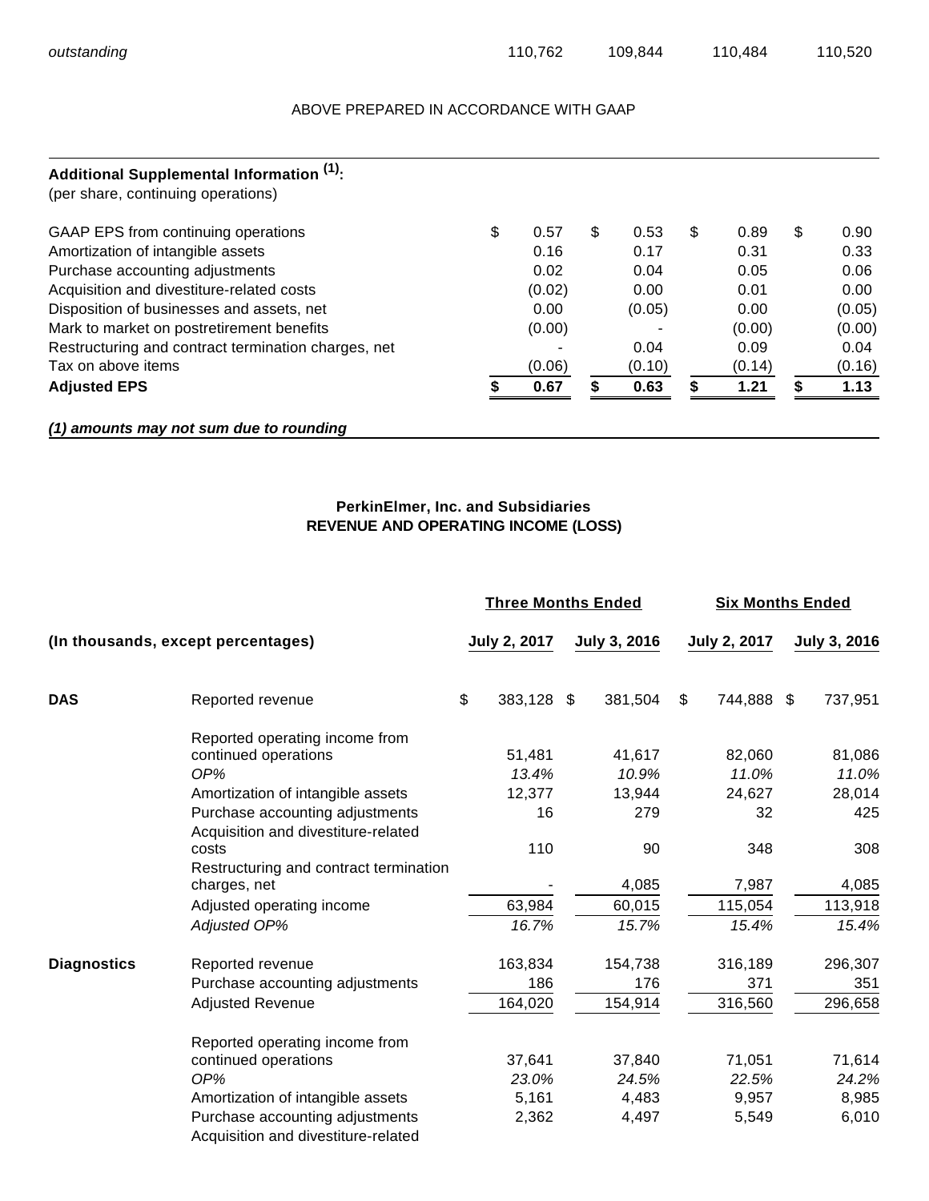| | | | | |
|---|---|---|---|---|
| *outstanding* | 110,762 | 109,844 | 110,484 | 110,520 |

ABOVE PREPARED IN ACCORDANCE WITH GAAP

| **Additional Supplemental Information [1]:** (per share, continuing operations) | | | | |
|---|---|---|---|---|
| GAAP EPS from continuing operations | $ 0.57 | $ 0.53 | $ 0.89 | $ 0.90 |
| Amortization of intangible assets | 0.16 | 0.17 | 0.31 | 0.33 |
| Purchase accounting adjustments | 0.02 | 0.04 | 0.05 | 0.06 |
| Acquisition and divestiture-related costs | (0.02) | 0.00 | 0.01 | 0.00 |
| Disposition of businesses and assets, net | 0.00 | (0.05) | 0.00 | (0.05) |
| Mark to market on postretirement benefits | (0.00) | - | (0.00) | (0.00) |
| Restructuring and contract termination charges, net | - | 0.04 | 0.09 | 0.04 |
| Tax on above items | (0.06) | (0.10) | (0.14) | (0.16) |
| **Adjusted EPS** | **$ 0.67** | **$ 0.63** | **$ 1.21** | **$ 1.13** |

***(1) amounts may not sum due to rounding***

**PerkinElmer, Inc. and Subsidiaries**
**REVENUE AND OPERATING INCOME (LOSS)**

| | | **Three Months Ended** | | **Six Months Ended** | |
|---|---|---|---|---|---|
| **(In thousands, except percentages)** | | **July 2, 2017** | **July 3, 2016** | **July 2, 2017** | **July 3, 2016** |
| **DAS** | Reported revenue | $ 383,128 | $ 381,504 | $ 744,888 | $ 737,951 |
| | Reported operating income from continued operations | 51,481 | 41,617 | 82,060 | 81,086 |
| | *OP%* | *13.4%* | *10.9%* | *11.0%* | *11.0%* |
| | Amortization of intangible assets | 12,377 | 13,944 | 24,627 | 28,014 |
| | Purchase accounting adjustments | 16 | 279 | 32 | 425 |
| | Acquisition and divestiture-related costs | 110 | 90 | 348 | 308 |
| | Restructuring and contract termination charges, net | - | 4,085 | 7,987 | 4,085 |
| | Adjusted operating income | 63,984 | 60,015 | 115,054 | 113,918 |
| | *Adjusted OP%* | *16.7%* | *15.7%* | *15.4%* | *15.4%* |
| **Diagnostics** | Reported revenue | 163,834 | 154,738 | 316,189 | 296,307 |
| | Purchase accounting adjustments | 186 | 176 | 371 | 351 |
| | Adjusted Revenue | 164,020 | 154,914 | 316,560 | 296,658 |
| | Reported operating income from continued operations | 37,641 | 37,840 | 71,051 | 71,614 |
| | *OP%* | *23.0%* | *24.5%* | *22.5%* | *24.2%* |
| | Amortization of intangible assets | 5,161 | 4,483 | 9,957 | 8,985 |
| | Purchase accounting adjustments | 2,362 | 4,497 | 5,549 | 6,010 |
| | Acquisition and divestiture-related | | | | |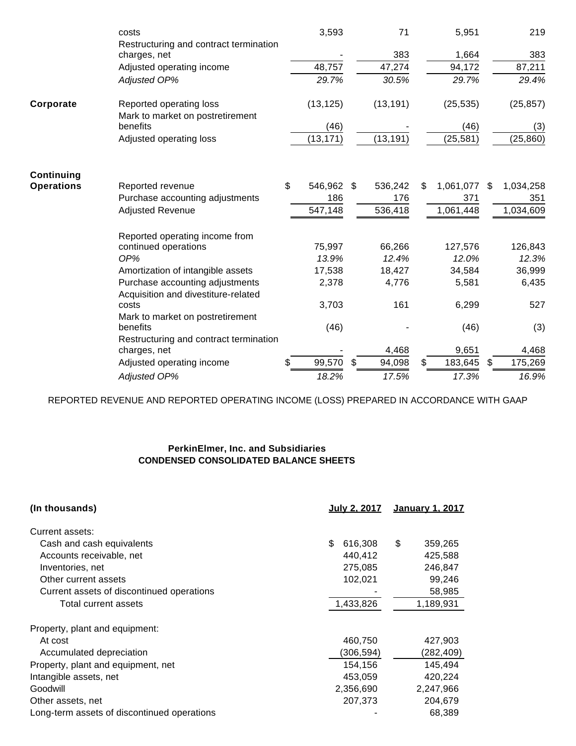| | | | | | |
|---|---|---|---|---|---|
| | costs | 3,593 | 71 | 5,951 | 219 |
| | Restructuring and contract termination charges, net | - | 383 | 1,664 | 383 |
| | Adjusted operating income | 48,757 | 47,274 | 94,172 | 87,211 |
| | *Adjusted OP%* | *29.7%* | *30.5%* | *29.7%* | *29.4%* |
| **Corporate** | Reported operating loss | (13,125) | (13,191) | (25,535) | (25,857) |
| | Mark to market on postretirement benefits | (46) | - | (46) | (3) |
| | Adjusted operating loss | (13,171) | (13,191) | (25,581) | (25,860) |
| **Continuing Operations** | Reported revenue | $ 546,962 | $ 536,242 | $ 1,061,077 | $ 1,034,258 |
| | Purchase accounting adjustments | 186 | 176 | 371 | 351 |
| | Adjusted Revenue | 547,148 | 536,418 | 1,061,448 | 1,034,609 |
| | Reported operating income from continued operations | 75,997 | 66,266 | 127,576 | 126,843 |
| | *OP%* | *13.9%* | *12.4%* | *12.0%* | *12.3%* |
| | Amortization of intangible assets | 17,538 | 18,427 | 34,584 | 36,999 |
| | Purchase accounting adjustments | 2,378 | 4,776 | 5,581 | 6,435 |
| | Acquisition and divestiture-related costs | 3,703 | 161 | 6,299 | 527 |
| | Mark to market on postretirement benefits | (46) | - | (46) | (3) |
| | Restructuring and contract termination charges, net | - | 4,468 | 9,651 | 4,468 |
| | Adjusted operating income | $ 99,570 | $ 94,098 | $ 183,645 | $ 175,269 |
| | *Adjusted OP%* | *18.2%* | *17.5%* | *17.3%* | *16.9%* |

REPORTED REVENUE AND REPORTED OPERATING INCOME (LOSS) PREPARED IN ACCORDANCE WITH GAAP

**PerkinElmer, Inc. and Subsidiaries**
**CONDENSED CONSOLIDATED BALANCE SHEETS**

| **(In thousands)** | **July 2, 2017** | **January 1, 2017** |
|---|---|---|
| Current assets: | | |
| Cash and cash equivalents | $ 616,308 | $ 359,265 |
| Accounts receivable, net | 440,412 | 425,588 |
| Inventories, net | 275,085 | 246,847 |
| Other current assets | 102,021 | 99,246 |
| Current assets of discontinued operations | - | 58,985 |
| Total current assets | 1,433,826 | 1,189,931 |
| Property, plant and equipment: | | |
| At cost | 460,750 | 427,903 |
| Accumulated depreciation | (306,594) | (282,409) |
| Property, plant and equipment, net | 154,156 | 145,494 |
| Intangible assets, net | 453,059 | 420,224 |
| Goodwill | 2,356,690 | 2,247,966 |
| Other assets, net | 207,373 | 204,679 |
| Long-term assets of discontinued operations | - | 68,389 |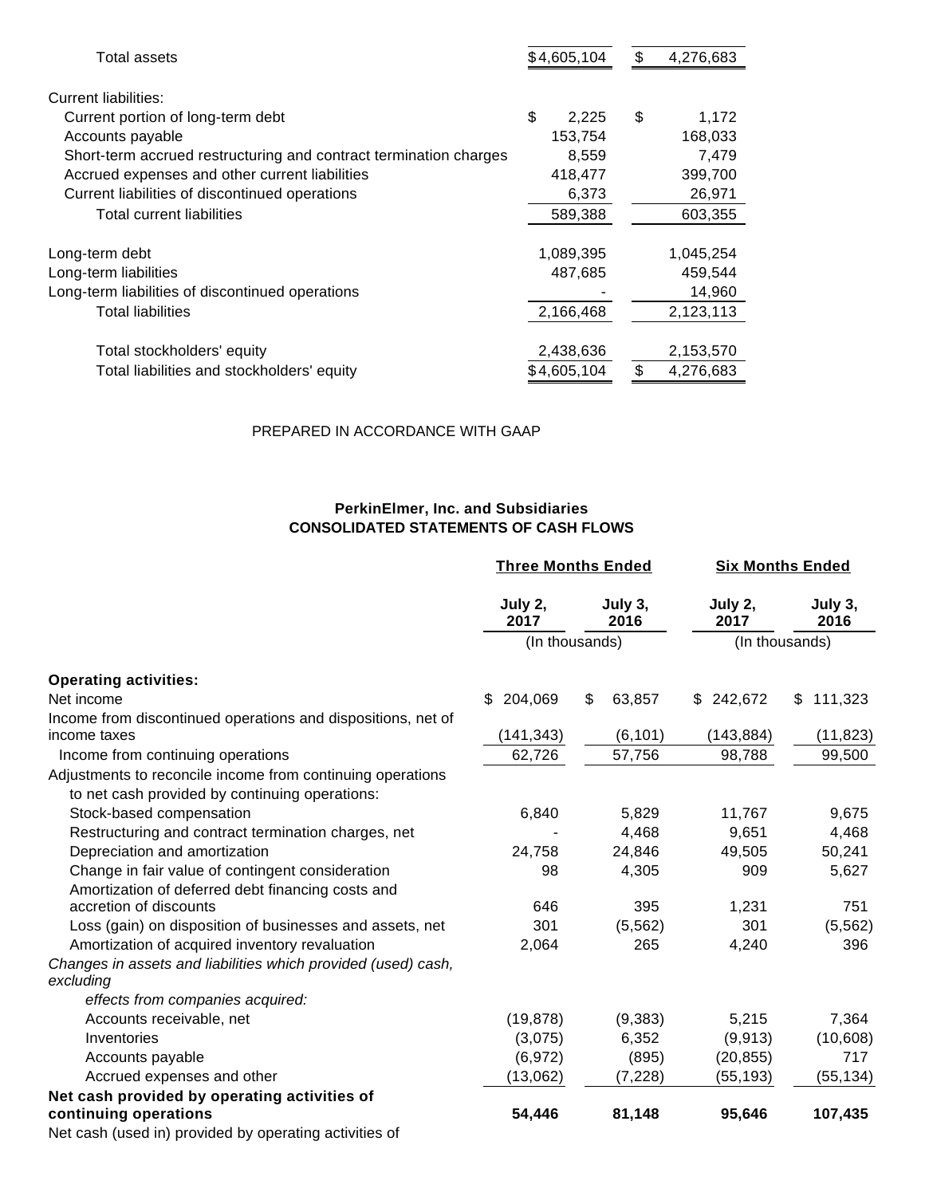| | | |
|---|---|---|
| Total assets | $4,605,104 | $ 4,276,683 |
| | | |
| Current liabilities: | | |
| Current portion of long-term debt | $ 2,225 | $ 1,172 |
| Accounts payable | 153,754 | 168,033 |
| Short-term accrued restructuring and contract termination charges | 8,559 | 7,479 |
| Accrued expenses and other current liabilities | 418,477 | 399,700 |
| Current liabilities of discontinued operations | 6,373 | 26,971 |
| Total current liabilities | 589,388 | 603,355 |
| | | |
| Long-term debt | 1,089,395 | 1,045,254 |
| Long-term liabilities | 487,685 | 459,544 |
| Long-term liabilities of discontinued operations | - | 14,960 |
| Total liabilities | 2,166,468 | 2,123,113 |
| | | |
| Total stockholders' equity | 2,438,636 | 2,153,570 |
| Total liabilities and stockholders' equity | $4,605,104 | $ 4,276,683 |

PREPARED IN ACCORDANCE WITH GAAP

**PerkinElmer, Inc. and Subsidiaries**
**CONSOLIDATED STATEMENTS OF CASH FLOWS**

| | Three Months Ended | | Six Months Ended | |
|---|---|---|---|---|
| | July 2, 2017 | July 3, 2016 | July 2, 2017 | July 3, 2016 |
| | (In thousands) | | (In thousands) | |
| **Operating activities:** | | | | |
| Net income | $ 204,069 | $ 63,857 | $ 242,672 | $ 111,323 |
| Income from discontinued operations and dispositions, net of income taxes | (141,343) | (6,101) | (143,884) | (11,823) |
| Income from continuing operations | 62,726 | 57,756 | 98,788 | 99,500 |
| Adjustments to reconcile income from continuing operations to net cash provided by continuing operations: | | | | |
| Stock-based compensation | 6,840 | 5,829 | 11,767 | 9,675 |
| Restructuring and contract termination charges, net | - | 4,468 | 9,651 | 4,468 |
| Depreciation and amortization | 24,758 | 24,846 | 49,505 | 50,241 |
| Change in fair value of contingent consideration | 98 | 4,305 | 909 | 5,627 |
| Amortization of deferred debt financing costs and accretion of discounts | 646 | 395 | 1,231 | 751 |
| Loss (gain) on disposition of businesses and assets, net | 301 | (5,562) | 301 | (5,562) |
| Amortization of acquired inventory revaluation | 2,064 | 265 | 4,240 | 396 |
| *Changes in assets and liabilities which provided (used) cash, excluding effects from companies acquired:* | | | | |
| Accounts receivable, net | (19,878) | (9,383) | 5,215 | 7,364 |
| Inventories | (3,075) | 6,352 | (9,913) | (10,608) |
| Accounts payable | (6,972) | (895) | (20,855) | 717 |
| Accrued expenses and other | (13,062) | (7,228) | (55,193) | (55,134) |
| **Net cash provided by operating activities of continuing operations** | **54,446** | **81,148** | **95,646** | **107,435** |
| Net cash (used in) provided by operating activities of | | | | |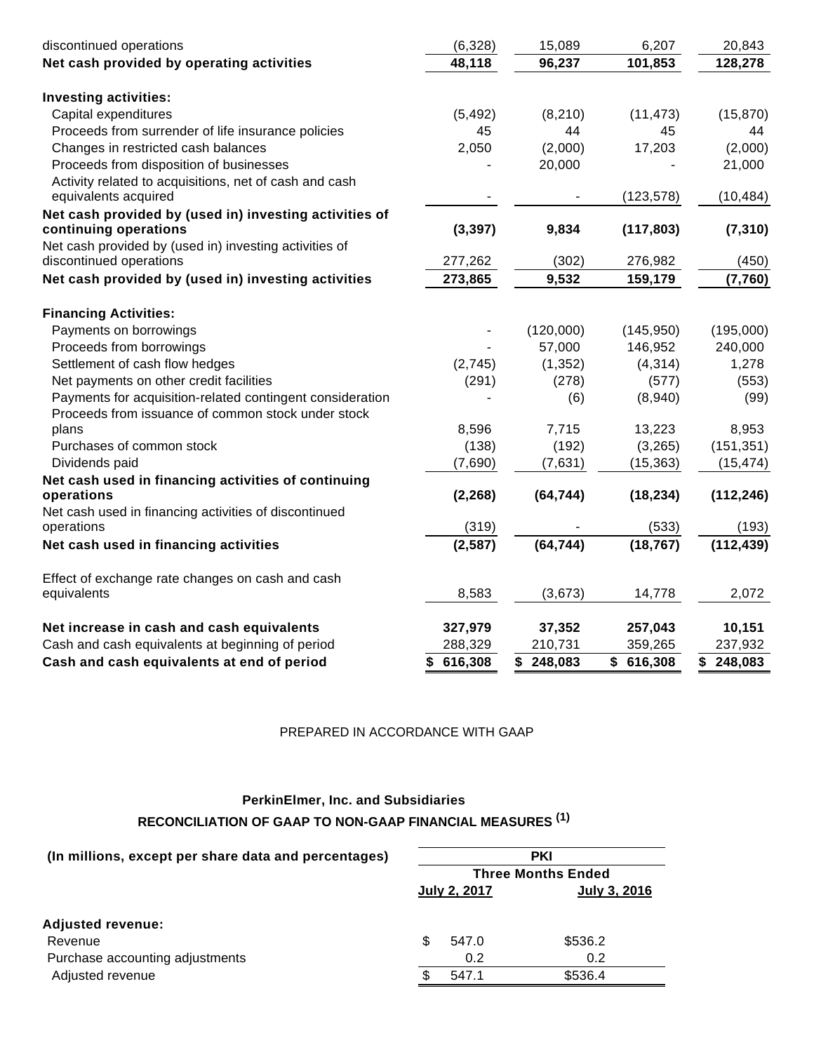| | | | | |
|---|---|---|---|---|
| discontinued operations | (6,328) | 15,089 | 6,207 | 20,843 |
| **Net cash provided by operating activities** | **48,118** | **96,237** | **101,853** | **128,278** |
| | | | | |
| **Investing activities:** | | | | |
| Capital expenditures | (5,492) | (8,210) | (11,473) | (15,870) |
| Proceeds from surrender of life insurance policies | 45 | 44 | 45 | 44 |
| Changes in restricted cash balances | 2,050 | (2,000) | 17,203 | (2,000) |
| Proceeds from disposition of businesses | - | 20,000 | - | 21,000 |
| Activity related to acquisitions, net of cash and cash equivalents acquired | - | - | (123,578) | (10,484) |
| **Net cash provided by (used in) investing activities of continuing operations** | **(3,397)** | **9,834** | **(117,803)** | **(7,310)** |
| Net cash provided by (used in) investing activities of discontinued operations | 277,262 | (302) | 276,982 | (450) |
| **Net cash provided by (used in) investing activities** | **273,865** | **9,532** | **159,179** | **(7,760)** |
| | | | | |
| **Financing Activities:** | | | | |
| Payments on borrowings | - | (120,000) | (145,950) | (195,000) |
| Proceeds from borrowings | - | 57,000 | 146,952 | 240,000 |
| Settlement of cash flow hedges | (2,745) | (1,352) | (4,314) | 1,278 |
| Net payments on other credit facilities | (291) | (278) | (577) | (553) |
| Payments for acquisition-related contingent consideration | - | (6) | (8,940) | (99) |
| Proceeds from issuance of common stock under stock plans | 8,596 | 7,715 | 13,223 | 8,953 |
| Purchases of common stock | (138) | (192) | (3,265) | (151,351) |
| Dividends paid | (7,690) | (7,631) | (15,363) | (15,474) |
| **Net cash used in financing activities of continuing operations** | **(2,268)** | **(64,744)** | **(18,234)** | **(112,246)** |
| Net cash used in financing activities of discontinued operations | (319) | - | (533) | (193) |
| **Net cash used in financing activities** | **(2,587)** | **(64,744)** | **(18,767)** | **(112,439)** |
| | | | | |
| Effect of exchange rate changes on cash and cash equivalents | 8,583 | (3,673) | 14,778 | 2,072 |
| | | | | |
| **Net increase in cash and cash equivalents** | **327,979** | **37,352** | **257,043** | **10,151** |
| Cash and cash equivalents at beginning of period | 288,329 | 210,731 | 359,265 | 237,932 |
| **Cash and cash equivalents at end of period** | **$ 616,308** | **$ 248,083** | **$ 616,308** | **$ 248,083** |

PREPARED IN ACCORDANCE WITH GAAP

**PerkinElmer, Inc. and Subsidiaries**

**RECONCILIATION OF GAAP TO NON-GAAP FINANCIAL MEASURES (1)**

| **(In millions, except per share data and percentages)** | **PKI** | |
|---|---|---|
| | **Three Months Ended** | |
| | **July 2, 2017** | **July 3, 2016** |
| **Adjusted revenue:** | | |
| Revenue | $ 547.0 | $536.2 |
| Purchase accounting adjustments | 0.2 | 0.2 |
| Adjusted revenue | $ 547.1 | $536.4 |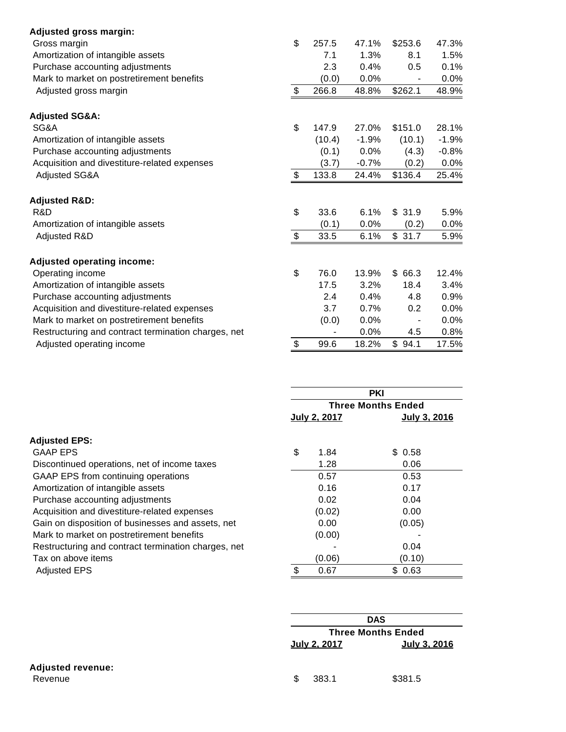| | | | | |
|---|---|---|---|---|
| **Adjusted gross margin:** | | | | |
| Gross margin | $ 257.5 | 47.1% | $253.6 | 47.3% |
| Amortization of intangible assets | 7.1 | 1.3% | 8.1 | 1.5% |
| Purchase accounting adjustments | 2.3 | 0.4% | 0.5 | 0.1% |
| Mark to market on postretirement benefits | (0.0) | 0.0% | - | 0.0% |
| Adjusted gross margin | $ 266.8 | 48.8% | $262.1 | 48.9% |
| | | | | |
| **Adjusted SG&A:** | | | | |
| SG&A | $ 147.9 | 27.0% | $151.0 | 28.1% |
| Amortization of intangible assets | (10.4) | -1.9% | (10.1) | -1.9% |
| Purchase accounting adjustments | (0.1) | 0.0% | (4.3) | -0.8% |
| Acquisition and divestiture-related expenses | (3.7) | -0.7% | (0.2) | 0.0% |
| Adjusted SG&A | $ 133.8 | 24.4% | $136.4 | 25.4% |
| | | | | |
| **Adjusted R&D:** | | | | |
| R&D | $ 33.6 | 6.1% | $ 31.9 | 5.9% |
| Amortization of intangible assets | (0.1) | 0.0% | (0.2) | 0.0% |
| Adjusted R&D | $ 33.5 | 6.1% | $ 31.7 | 5.9% |
| | | | | |
| **Adjusted operating income:** | | | | |
| Operating income | $ 76.0 | 13.9% | $ 66.3 | 12.4% |
| Amortization of intangible assets | 17.5 | 3.2% | 18.4 | 3.4% |
| Purchase accounting adjustments | 2.4 | 0.4% | 4.8 | 0.9% |
| Acquisition and divestiture-related expenses | 3.7 | 0.7% | 0.2 | 0.0% |
| Mark to market on postretirement benefits | (0.0) | 0.0% | - | 0.0% |
| Restructuring and contract termination charges, net | - | 0.0% | 4.5 | 0.8% |
| Adjusted operating income | $ 99.6 | 18.2% | $ 94.1 | 17.5% |

| | PKI | |
|---|---|---|
| | Three Months Ended | |
| | July 2, 2017 | July 3, 2016 |
| **Adjusted EPS:** | | |
| GAAP EPS | $ 1.84 | $ 0.58 |
| Discontinued operations, net of income taxes | 1.28 | 0.06 |
| GAAP EPS from continuing operations | 0.57 | 0.53 |
| Amortization of intangible assets | 0.16 | 0.17 |
| Purchase accounting adjustments | 0.02 | 0.04 |
| Acquisition and divestiture-related expenses | (0.02) | 0.00 |
| Gain on disposition of businesses and assets, net | 0.00 | (0.05) |
| Mark to market on postretirement benefits | (0.00) | - |
| Restructuring and contract termination charges, net | - | 0.04 |
| Tax on above items | (0.06) | (0.10) |
| Adjusted EPS | $ 0.67 | $ 0.63 |

| | DAS | |
|---|---|---|
| | Three Months Ended | |
| | July 2, 2017 | July 3, 2016 |
| **Adjusted revenue:** | | |
| Revenue | $ 383.1 | $381.5 |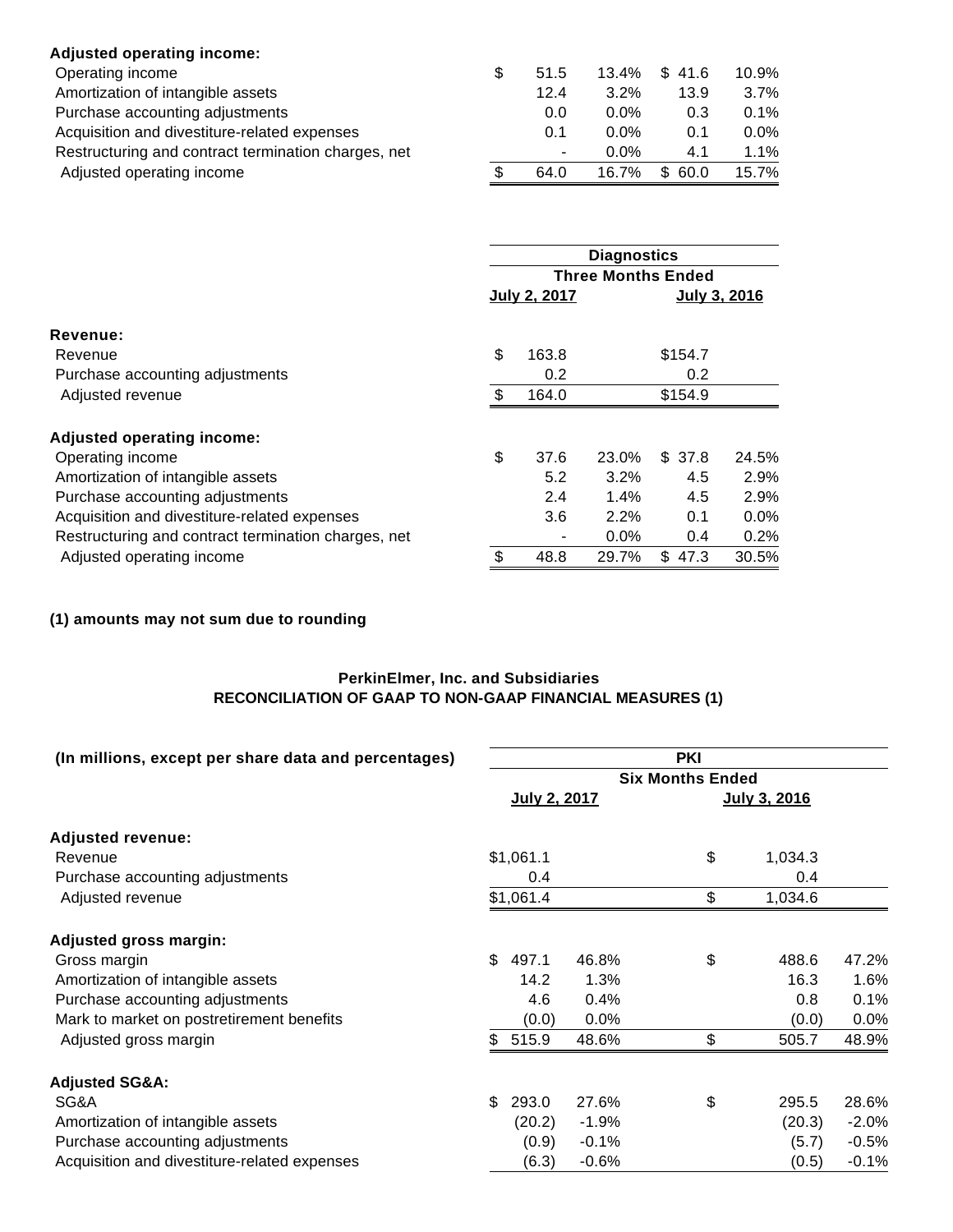| | | | | |
|---|---|---|---|---|
| **Adjusted operating income:** | | | | |
| Operating income | $ 51.5 | 13.4% | $ 41.6 | 10.9% |
| Amortization of intangible assets | 12.4 | 3.2% | 13.9 | 3.7% |
| Purchase accounting adjustments | 0.0 | 0.0% | 0.3 | 0.1% |
| Acquisition and divestiture-related expenses | 0.1 | 0.0% | 0.1 | 0.0% |
| Restructuring and contract termination charges, net | - | 0.0% | 4.1 | 1.1% |
| Adjusted operating income | $ 64.0 | 16.7% | $ 60.0 | 15.7% |

| | Diagnostics | | | |
|---|---|---|---|---|
| | Three Months Ended | | | |
| | July 2, 2017 | | July 3, 2016 | |
| **Revenue:** | | | | |
| Revenue | $ 163.8 | | $154.7 | |
| Purchase accounting adjustments | 0.2 | | 0.2 | |
| Adjusted revenue | $ 164.0 | | $154.9 | |
| **Adjusted operating income:** | | | | |
| Operating income | $ 37.6 | 23.0% | $ 37.8 | 24.5% |
| Amortization of intangible assets | 5.2 | 3.2% | 4.5 | 2.9% |
| Purchase accounting adjustments | 2.4 | 1.4% | 4.5 | 2.9% |
| Acquisition and divestiture-related expenses | 3.6 | 2.2% | 0.1 | 0.0% |
| Restructuring and contract termination charges, net | - | 0.0% | 0.4 | 0.2% |
| Adjusted operating income | $ 48.8 | 29.7% | $ 47.3 | 30.5% |

**(1) amounts may not sum due to rounding**

**PerkinElmer, Inc. and Subsidiaries**
**RECONCILIATION OF GAAP TO NON-GAAP FINANCIAL MEASURES (1)**

| (In millions, except per share data and percentages) | PKI | | | |
|---|---|---|---|---|
| | Six Months Ended | | | |
| | July 2, 2017 | | July 3, 2016 | |
| **Adjusted revenue:** | | | | |
| Revenue | $1,061.1 | | $ 1,034.3 | |
| Purchase accounting adjustments | 0.4 | | 0.4 | |
| Adjusted revenue | $1,061.4 | | $ 1,034.6 | |
| **Adjusted gross margin:** | | | | |
| Gross margin | $ 497.1 | 46.8% | $ 488.6 | 47.2% |
| Amortization of intangible assets | 14.2 | 1.3% | 16.3 | 1.6% |
| Purchase accounting adjustments | 4.6 | 0.4% | 0.8 | 0.1% |
| Mark to market on postretirement benefits | (0.0) | 0.0% | (0.0) | 0.0% |
| Adjusted gross margin | $ 515.9 | 48.6% | $ 505.7 | 48.9% |
| **Adjusted SG&A:** | | | | |
| SG&A | $ 293.0 | 27.6% | $ 295.5 | 28.6% |
| Amortization of intangible assets | (20.2) | -1.9% | (20.3) | -2.0% |
| Purchase accounting adjustments | (0.9) | -0.1% | (5.7) | -0.5% |
| Acquisition and divestiture-related expenses | (6.3) | -0.6% | (0.5) | -0.1% |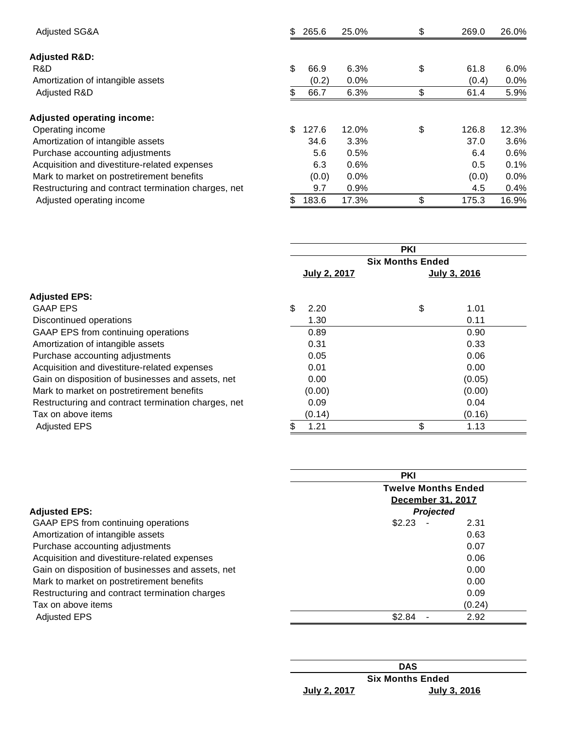| | | | | |
|---|---|---|---|---|
| Adjusted SG&A | $ 265.6 | 25.0% | $ 269.0 | 26.0% |
| **Adjusted R&D:** | | | | |
| R&D | $ 66.9 | 6.3% | $ 61.8 | 6.0% |
| Amortization of intangible assets | (0.2) | 0.0% | (0.4) | 0.0% |
| Adjusted R&D | $ 66.7 | 6.3% | $ 61.4 | 5.9% |
| **Adjusted operating income:** | | | | |
| Operating income | $ 127.6 | 12.0% | $ 126.8 | 12.3% |
| Amortization of intangible assets | 34.6 | 3.3% | 37.0 | 3.6% |
| Purchase accounting adjustments | 5.6 | 0.5% | 6.4 | 0.6% |
| Acquisition and divestiture-related expenses | 6.3 | 0.6% | 0.5 | 0.1% |
| Mark to market on postretirement benefits | (0.0) | 0.0% | (0.0) | 0.0% |
| Restructuring and contract termination charges, net | 9.7 | 0.9% | 4.5 | 0.4% |
| Adjusted operating income | $ 183.6 | 17.3% | $ 175.3 | 16.9% |

| | PKI | |
|---|---|---|
| | Six Months Ended | |
| | July 2, 2017 | July 3, 2016 |
| **Adjusted EPS:** | | |
| GAAP EPS | $ 2.20 | $ 1.01 |
| Discontinued operations | 1.30 | 0.11 |
| GAAP EPS from continuing operations | 0.89 | 0.90 |
| Amortization of intangible assets | 0.31 | 0.33 |
| Purchase accounting adjustments | 0.05 | 0.06 |
| Acquisition and divestiture-related expenses | 0.01 | 0.00 |
| Gain on disposition of businesses and assets, net | 0.00 | (0.05) |
| Mark to market on postretirement benefits | (0.00) | (0.00) |
| Restructuring and contract termination charges, net | 0.09 | 0.04 |
| Tax on above items | (0.14) | (0.16) |
| Adjusted EPS | $ 1.21 | $ 1.13 |

| | PKI |
|---|---|
| | Twelve Months Ended |
| | December 31, 2017 |
| **Adjusted EPS:** | *Projected* |
| GAAP EPS from continuing operations | $2.23 - 2.31 |
| Amortization of intangible assets | 0.63 |
| Purchase accounting adjustments | 0.07 |
| Acquisition and divestiture-related expenses | 0.06 |
| Gain on disposition of businesses and assets, net | 0.00 |
| Mark to market on postretirement benefits | 0.00 |
| Restructuring and contract termination charges | 0.09 |
| Tax on above items | (0.24) |
| Adjusted EPS | $2.84 - 2.92 |

| | DAS | |
|---|---|---|
| | Six Months Ended | |
| | July 2, 2017 | July 3, 2016 |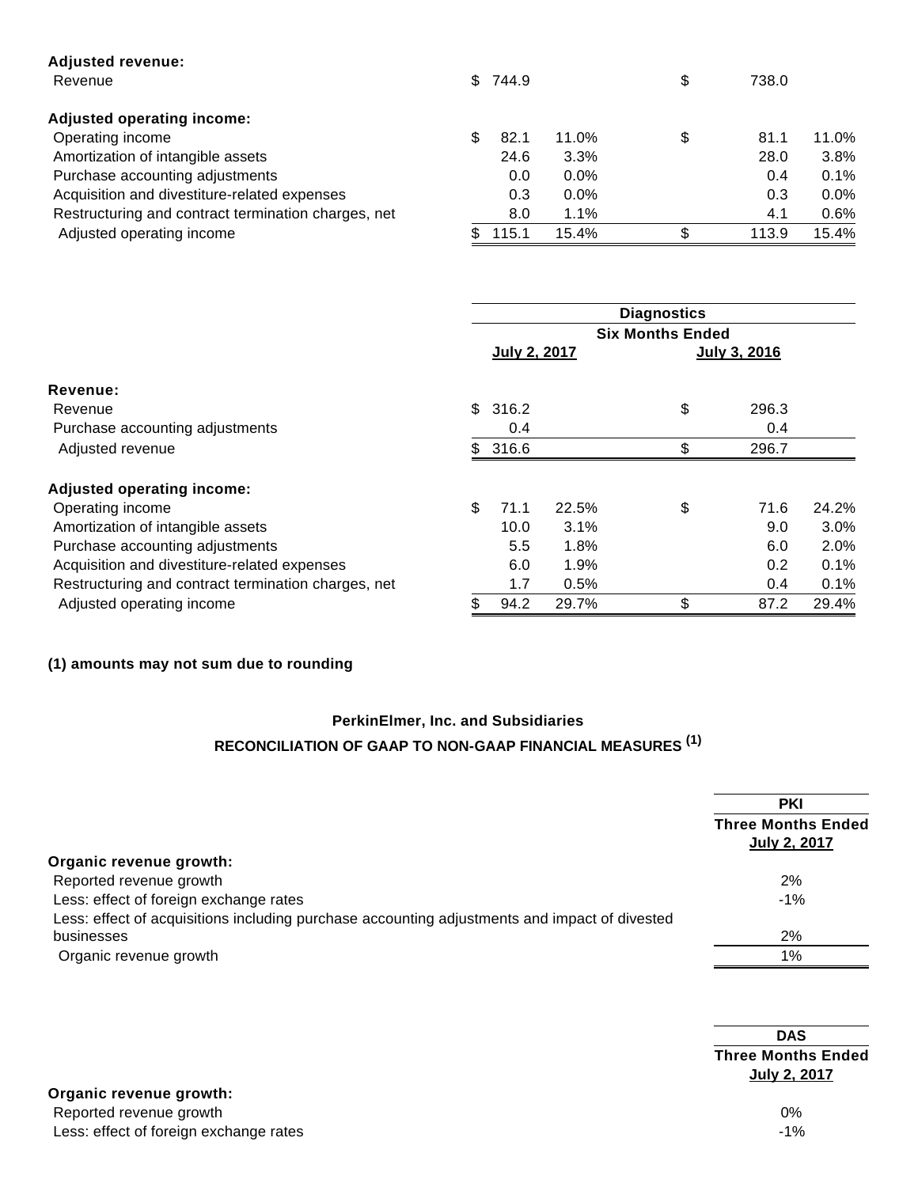| | | | | |
|---|---|---|---|---|
| **Adjusted revenue:** | | | | |
| Revenue | $ 744.9 | | $ 738.0 | |
| | | | | |
| **Adjusted operating income:** | | | | |
| Operating income | $ 82.1 | 11.0% | $ 81.1 | 11.0% |
| Amortization of intangible assets | 24.6 | 3.3% | 28.0 | 3.8% |
| Purchase accounting adjustments | 0.0 | 0.0% | 0.4 | 0.1% |
| Acquisition and divestiture-related expenses | 0.3 | 0.0% | 0.3 | 0.0% |
| Restructuring and contract termination charges, net | 8.0 | 1.1% | 4.1 | 0.6% |
| Adjusted operating income | $ 115.1 | 15.4% | $ 113.9 | 15.4% |

| | Diagnostics | | | |
|---|---|---|---|---|
| | Six Months Ended | | | |
| | July 2, 2017 | | July 3, 2016 | |
| **Revenue:** | | | | |
| Revenue | $ 316.2 | | $ 296.3 | |
| Purchase accounting adjustments | 0.4 | | 0.4 | |
| Adjusted revenue | $ 316.6 | | $ 296.7 | |
| | | | | |
| **Adjusted operating income:** | | | | |
| Operating income | $ 71.1 | 22.5% | $ 71.6 | 24.2% |
| Amortization of intangible assets | 10.0 | 3.1% | 9.0 | 3.0% |
| Purchase accounting adjustments | 5.5 | 1.8% | 6.0 | 2.0% |
| Acquisition and divestiture-related expenses | 6.0 | 1.9% | 0.2 | 0.1% |
| Restructuring and contract termination charges, net | 1.7 | 0.5% | 0.4 | 0.1% |
| Adjusted operating income | $ 94.2 | 29.7% | $ 87.2 | 29.4% |

**(1) amounts may not sum due to rounding**

**PerkinElmer, Inc. and Subsidiaries**

**RECONCILIATION OF GAAP TO NON-GAAP FINANCIAL MEASURES (1)**

| | PKI |
|---|---|
| | Three Months Ended July 2, 2017 |
| **Organic revenue growth:** | |
| Reported revenue growth | 2% |
| Less: effect of foreign exchange rates | -1% |
| Less: effect of acquisitions including purchase accounting adjustments and impact of divested businesses | 2% |
| Organic revenue growth | 1% |

| | DAS |
|---|---|
| | Three Months Ended July 2, 2017 |
| **Organic revenue growth:** | |
| Reported revenue growth | 0% |
| Less: effect of foreign exchange rates | -1% |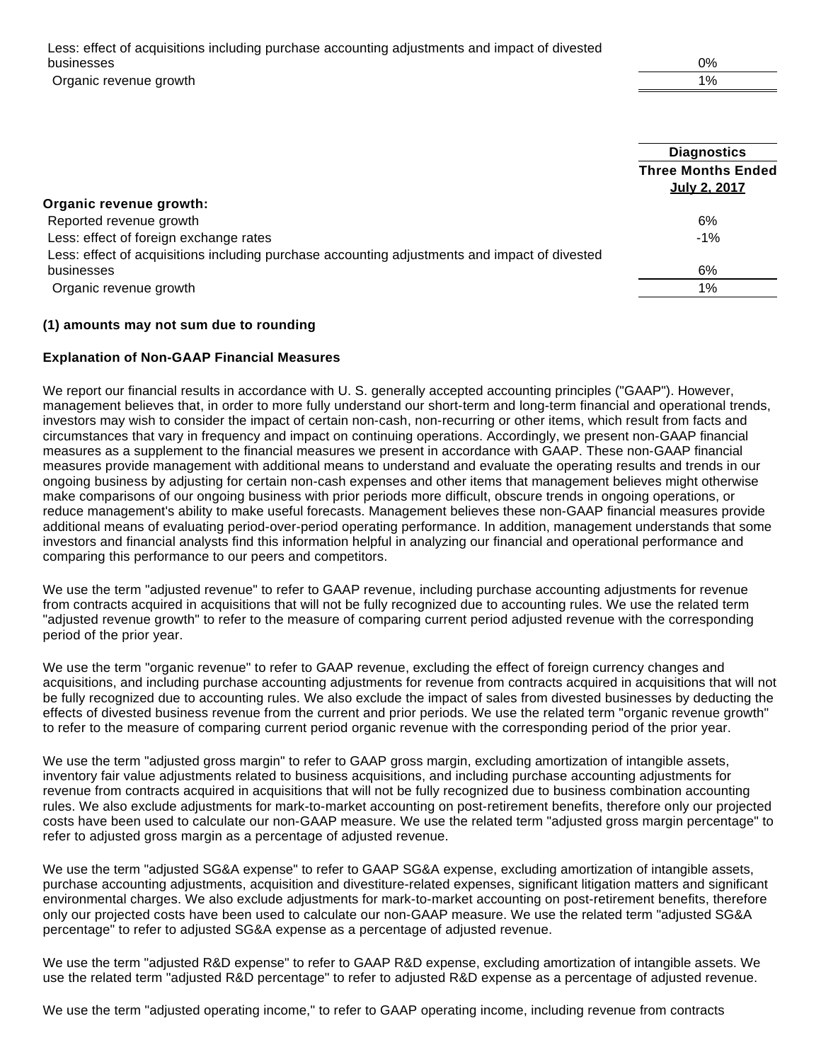| | |
|---|---|
| Less: effect of acquisitions including purchase accounting adjustments and impact of divested businesses | 0% |
| Organic revenue growth | 1% |

| | Diagnostics |
|---|---|
| | Three Months Ended July 2, 2017 |
| **Organic revenue growth:** | |
| Reported revenue growth | 6% |
| Less: effect of foreign exchange rates | -1% |
| Less: effect of acquisitions including purchase accounting adjustments and impact of divested businesses | 6% |
| Organic revenue growth | 1% |

**(1) amounts may not sum due to rounding**

**Explanation of Non-GAAP Financial Measures**

We report our financial results in accordance with U. S. generally accepted accounting principles ("GAAP"). However, management believes that, in order to more fully understand our short-term and long-term financial and operational trends, investors may wish to consider the impact of certain non-cash, non-recurring or other items, which result from facts and circumstances that vary in frequency and impact on continuing operations. Accordingly, we present non-GAAP financial measures as a supplement to the financial measures we present in accordance with GAAP. These non-GAAP financial measures provide management with additional means to understand and evaluate the operating results and trends in our ongoing business by adjusting for certain non-cash expenses and other items that management believes might otherwise make comparisons of our ongoing business with prior periods more difficult, obscure trends in ongoing operations, or reduce management's ability to make useful forecasts. Management believes these non-GAAP financial measures provide additional means of evaluating period-over-period operating performance. In addition, management understands that some investors and financial analysts find this information helpful in analyzing our financial and operational performance and comparing this performance to our peers and competitors.

We use the term "adjusted revenue" to refer to GAAP revenue, including purchase accounting adjustments for revenue from contracts acquired in acquisitions that will not be fully recognized due to accounting rules. We use the related term "adjusted revenue growth" to refer to the measure of comparing current period adjusted revenue with the corresponding period of the prior year.

We use the term "organic revenue" to refer to GAAP revenue, excluding the effect of foreign currency changes and acquisitions, and including purchase accounting adjustments for revenue from contracts acquired in acquisitions that will not be fully recognized due to accounting rules. We also exclude the impact of sales from divested businesses by deducting the effects of divested business revenue from the current and prior periods. We use the related term "organic revenue growth" to refer to the measure of comparing current period organic revenue with the corresponding period of the prior year.

We use the term "adjusted gross margin" to refer to GAAP gross margin, excluding amortization of intangible assets, inventory fair value adjustments related to business acquisitions, and including purchase accounting adjustments for revenue from contracts acquired in acquisitions that will not be fully recognized due to business combination accounting rules. We also exclude adjustments for mark-to-market accounting on post-retirement benefits, therefore only our projected costs have been used to calculate our non-GAAP measure. We use the related term "adjusted gross margin percentage" to refer to adjusted gross margin as a percentage of adjusted revenue.

We use the term "adjusted SG&A expense" to refer to GAAP SG&A expense, excluding amortization of intangible assets, purchase accounting adjustments, acquisition and divestiture-related expenses, significant litigation matters and significant environmental charges. We also exclude adjustments for mark-to-market accounting on post-retirement benefits, therefore only our projected costs have been used to calculate our non-GAAP measure. We use the related term "adjusted SG&A percentage" to refer to adjusted SG&A expense as a percentage of adjusted revenue.

We use the term "adjusted R&D expense" to refer to GAAP R&D expense, excluding amortization of intangible assets. We use the related term "adjusted R&D percentage" to refer to adjusted R&D expense as a percentage of adjusted revenue.

We use the term "adjusted operating income," to refer to GAAP operating income, including revenue from contracts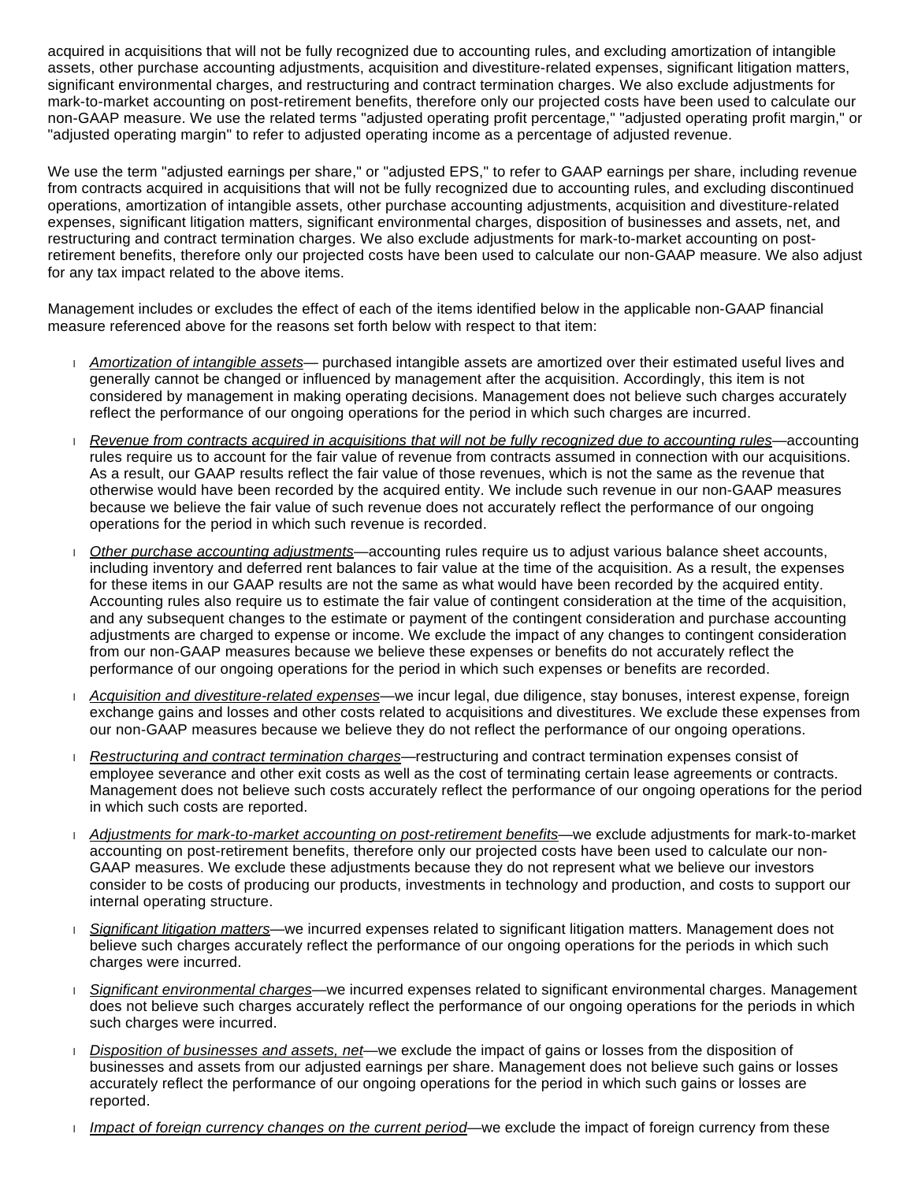acquired in acquisitions that will not be fully recognized due to accounting rules, and excluding amortization of intangible assets, other purchase accounting adjustments, acquisition and divestiture-related expenses, significant litigation matters, significant environmental charges, and restructuring and contract termination charges. We also exclude adjustments for mark-to-market accounting on post-retirement benefits, therefore only our projected costs have been used to calculate our non-GAAP measure. We use the related terms "adjusted operating profit percentage," "adjusted operating profit margin," or "adjusted operating margin" to refer to adjusted operating income as a percentage of adjusted revenue.

We use the term "adjusted earnings per share," or "adjusted EPS," to refer to GAAP earnings per share, including revenue from contracts acquired in acquisitions that will not be fully recognized due to accounting rules, and excluding discontinued operations, amortization of intangible assets, other purchase accounting adjustments, acquisition and divestiture-related expenses, significant litigation matters, significant environmental charges, disposition of businesses and assets, net, and restructuring and contract termination charges. We also exclude adjustments for mark-to-market accounting on post-retirement benefits, therefore only our projected costs have been used to calculate our non-GAAP measure. We also adjust for any tax impact related to the above items.

Management includes or excludes the effect of each of the items identified below in the applicable non-GAAP financial measure referenced above for the reasons set forth below with respect to that item:

- *Amortization of intangible assets*— purchased intangible assets are amortized over their estimated useful lives and generally cannot be changed or influenced by management after the acquisition. Accordingly, this item is not considered by management in making operating decisions. Management does not believe such charges accurately reflect the performance of our ongoing operations for the period in which such charges are incurred.
- *Revenue from contracts acquired in acquisitions that will not be fully recognized due to accounting rules*—accounting rules require us to account for the fair value of revenue from contracts assumed in connection with our acquisitions. As a result, our GAAP results reflect the fair value of those revenues, which is not the same as the revenue that otherwise would have been recorded by the acquired entity. We include such revenue in our non-GAAP measures because we believe the fair value of such revenue does not accurately reflect the performance of our ongoing operations for the period in which such revenue is recorded.
- *Other purchase accounting adjustments*—accounting rules require us to adjust various balance sheet accounts, including inventory and deferred rent balances to fair value at the time of the acquisition. As a result, the expenses for these items in our GAAP results are not the same as what would have been recorded by the acquired entity. Accounting rules also require us to estimate the fair value of contingent consideration at the time of the acquisition, and any subsequent changes to the estimate or payment of the contingent consideration and purchase accounting adjustments are charged to expense or income. We exclude the impact of any changes to contingent consideration from our non-GAAP measures because we believe these expenses or benefits do not accurately reflect the performance of our ongoing operations for the period in which such expenses or benefits are recorded.
- *Acquisition and divestiture-related expenses*—we incur legal, due diligence, stay bonuses, interest expense, foreign exchange gains and losses and other costs related to acquisitions and divestitures. We exclude these expenses from our non-GAAP measures because we believe they do not reflect the performance of our ongoing operations.
- *Restructuring and contract termination charges*—restructuring and contract termination expenses consist of employee severance and other exit costs as well as the cost of terminating certain lease agreements or contracts. Management does not believe such costs accurately reflect the performance of our ongoing operations for the period in which such costs are reported.
- *Adjustments for mark-to-market accounting on post-retirement benefits*—we exclude adjustments for mark-to-market accounting on post-retirement benefits, therefore only our projected costs have been used to calculate our non-GAAP measures. We exclude these adjustments because they do not represent what we believe our investors consider to be costs of producing our products, investments in technology and production, and costs to support our internal operating structure.
- *Significant litigation matters*—we incurred expenses related to significant litigation matters. Management does not believe such charges accurately reflect the performance of our ongoing operations for the periods in which such charges were incurred.
- *Significant environmental charges*—we incurred expenses related to significant environmental charges. Management does not believe such charges accurately reflect the performance of our ongoing operations for the periods in which such charges were incurred.
- *Disposition of businesses and assets, net*—we exclude the impact of gains or losses from the disposition of businesses and assets from our adjusted earnings per share. Management does not believe such gains or losses accurately reflect the performance of our ongoing operations for the period in which such gains or losses are reported.
- *Impact of foreign currency changes on the current period*—we exclude the impact of foreign currency from these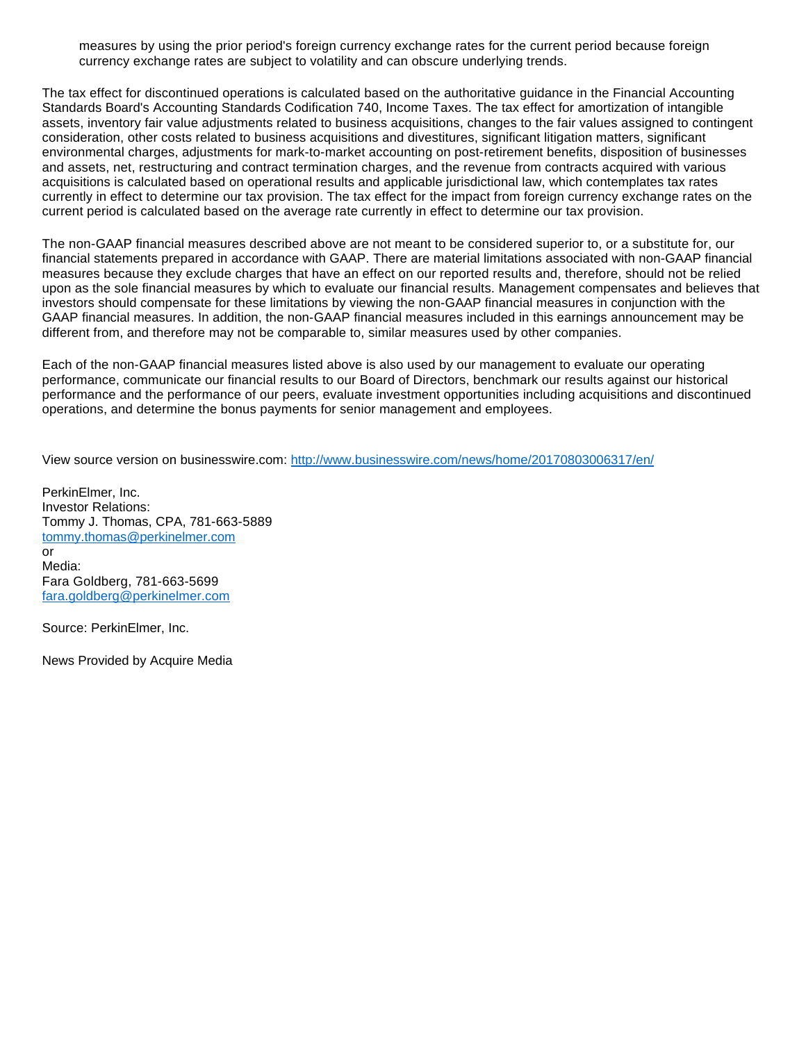measures by using the prior period's foreign currency exchange rates for the current period because foreign currency exchange rates are subject to volatility and can obscure underlying trends.

The tax effect for discontinued operations is calculated based on the authoritative guidance in the Financial Accounting Standards Board's Accounting Standards Codification 740, Income Taxes. The tax effect for amortization of intangible assets, inventory fair value adjustments related to business acquisitions, changes to the fair values assigned to contingent consideration, other costs related to business acquisitions and divestitures, significant litigation matters, significant environmental charges, adjustments for mark-to-market accounting on post-retirement benefits, disposition of businesses and assets, net, restructuring and contract termination charges, and the revenue from contracts acquired with various acquisitions is calculated based on operational results and applicable jurisdictional law, which contemplates tax rates currently in effect to determine our tax provision. The tax effect for the impact from foreign currency exchange rates on the current period is calculated based on the average rate currently in effect to determine our tax provision.

The non-GAAP financial measures described above are not meant to be considered superior to, or a substitute for, our financial statements prepared in accordance with GAAP. There are material limitations associated with non-GAAP financial measures because they exclude charges that have an effect on our reported results and, therefore, should not be relied upon as the sole financial measures by which to evaluate our financial results. Management compensates and believes that investors should compensate for these limitations by viewing the non-GAAP financial measures in conjunction with the GAAP financial measures. In addition, the non-GAAP financial measures included in this earnings announcement may be different from, and therefore may not be comparable to, similar measures used by other companies.

Each of the non-GAAP financial measures listed above is also used by our management to evaluate our operating performance, communicate our financial results to our Board of Directors, benchmark our results against our historical performance and the performance of our peers, evaluate investment opportunities including acquisitions and discontinued operations, and determine the bonus payments for senior management and employees.

View source version on businesswire.com: http://www.businesswire.com/news/home/20170803006317/en/

PerkinElmer, Inc.
Investor Relations:
Tommy J. Thomas, CPA, 781-663-5889
tommy.thomas@perkinelmer.com
or
Media:
Fara Goldberg, 781-663-5699
fara.goldberg@perkinelmer.com

Source: PerkinElmer, Inc.

News Provided by Acquire Media